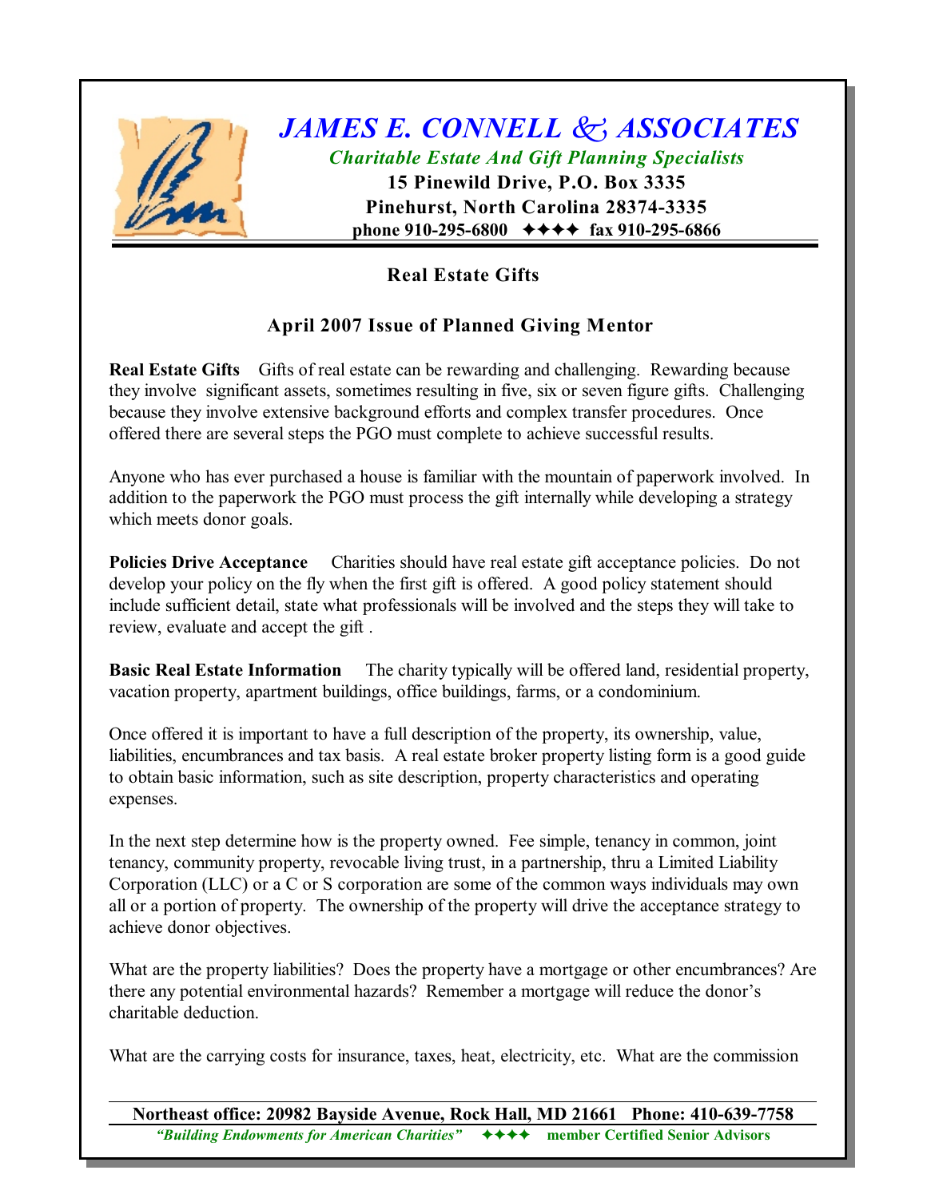# JAMES E. CONNELL & ASSOCIATES

*Charitable Estate And Gift Planning Specialists*

**15 Pinewild Drive, P.O. Box 3335**
**Pinehurst, North Carolina 28374-3335**
**phone 910-295-6800 ✦✦✦✦ fax 910-295-6866**

## Real Estate Gifts

### April 2007 Issue of Planned Giving Mentor

**Real Estate Gifts** Gifts of real estate can be rewarding and challenging. Rewarding because they involve significant assets, sometimes resulting in five, six or seven figure gifts. Challenging because they involve extensive background efforts and complex transfer procedures. Once offered there are several steps the PGO must complete to achieve successful results.

Anyone who has ever purchased a house is familiar with the mountain of paperwork involved. In addition to the paperwork the PGO must process the gift internally while developing a strategy which meets donor goals.

**Policies Drive Acceptance** Charities should have real estate gift acceptance policies. Do not develop your policy on the fly when the first gift is offered. A good policy statement should include sufficient detail, state what professionals will be involved and the steps they will take to review, evaluate and accept the gift .

**Basic Real Estate Information** The charity typically will be offered land, residential property, vacation property, apartment buildings, office buildings, farms, or a condominium.

Once offered it is important to have a full description of the property, its ownership, value, liabilities, encumbrances and tax basis. A real estate broker property listing form is a good guide to obtain basic information, such as site description, property characteristics and operating expenses.

In the next step determine how is the property owned. Fee simple, tenancy in common, joint tenancy, community property, revocable living trust, in a partnership, thru a Limited Liability Corporation (LLC) or a C or S corporation are some of the common ways individuals may own all or a portion of property. The ownership of the property will drive the acceptance strategy to achieve donor objectives.

What are the property liabilities? Does the property have a mortgage or other encumbrances? Are there any potential environmental hazards? Remember a mortgage will reduce the donor's charitable deduction.

What are the carrying costs for insurance, taxes, heat, electricity, etc. What are the commission

**Northeast office: 20982 Bayside Avenue, Rock Hall, MD 21661 Phone: 410-639-7758**

*"Building Endowments for American Charities"* ✦✦✦✦ **member Certified Senior Advisors**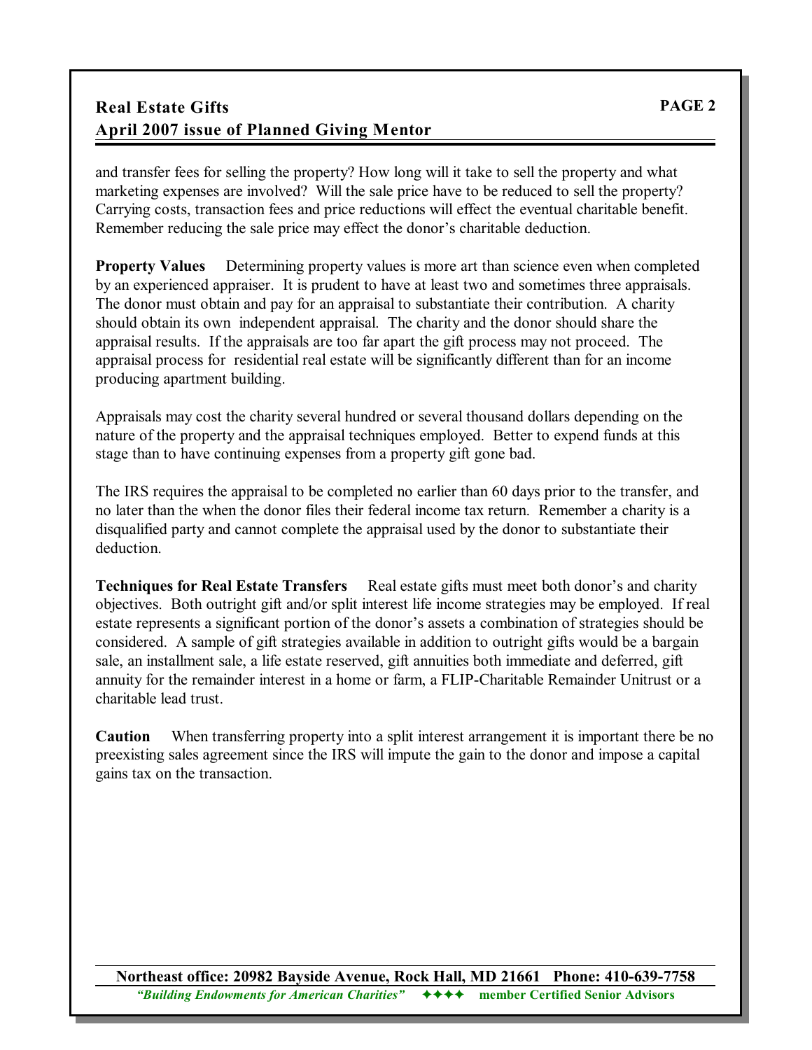and transfer fees for selling the property? How long will it take to sell the property and what marketing expenses are involved? Will the sale price have to be reduced to sell the property? Carrying costs, transaction fees and price reductions will effect the eventual charitable benefit. Remember reducing the sale price may effect the donor's charitable deduction.

**Property Values** Determining property values is more art than science even when completed by an experienced appraiser. It is prudent to have at least two and sometimes three appraisals. The donor must obtain and pay for an appraisal to substantiate their contribution. A charity should obtain its own independent appraisal. The charity and the donor should share the appraisal results. If the appraisals are too far apart the gift process may not proceed. The appraisal process for residential real estate will be significantly different than for an income producing apartment building.

Appraisals may cost the charity several hundred or several thousand dollars depending on the nature of the property and the appraisal techniques employed. Better to expend funds at this stage than to have continuing expenses from a property gift gone bad.

The IRS requires the appraisal to be completed no earlier than 60 days prior to the transfer, and no later than the when the donor files their federal income tax return. Remember a charity is a disqualified party and cannot complete the appraisal used by the donor to substantiate their deduction.

**Techniques for Real Estate Transfers** Real estate gifts must meet both donor's and charity objectives. Both outright gift and/or split interest life income strategies may be employed. If real estate represents a significant portion of the donor's assets a combination of strategies should be considered. A sample of gift strategies available in addition to outright gifts would be a bargain sale, an installment sale, a life estate reserved, gift annuities both immediate and deferred, gift annuity for the remainder interest in a home or farm, a FLIP-Charitable Remainder Unitrust or a charitable lead trust.

**Caution** When transferring property into a split interest arrangement it is important there be no preexisting sales agreement since the IRS will impute the gain to the donor and impose a capital gains tax on the transaction.